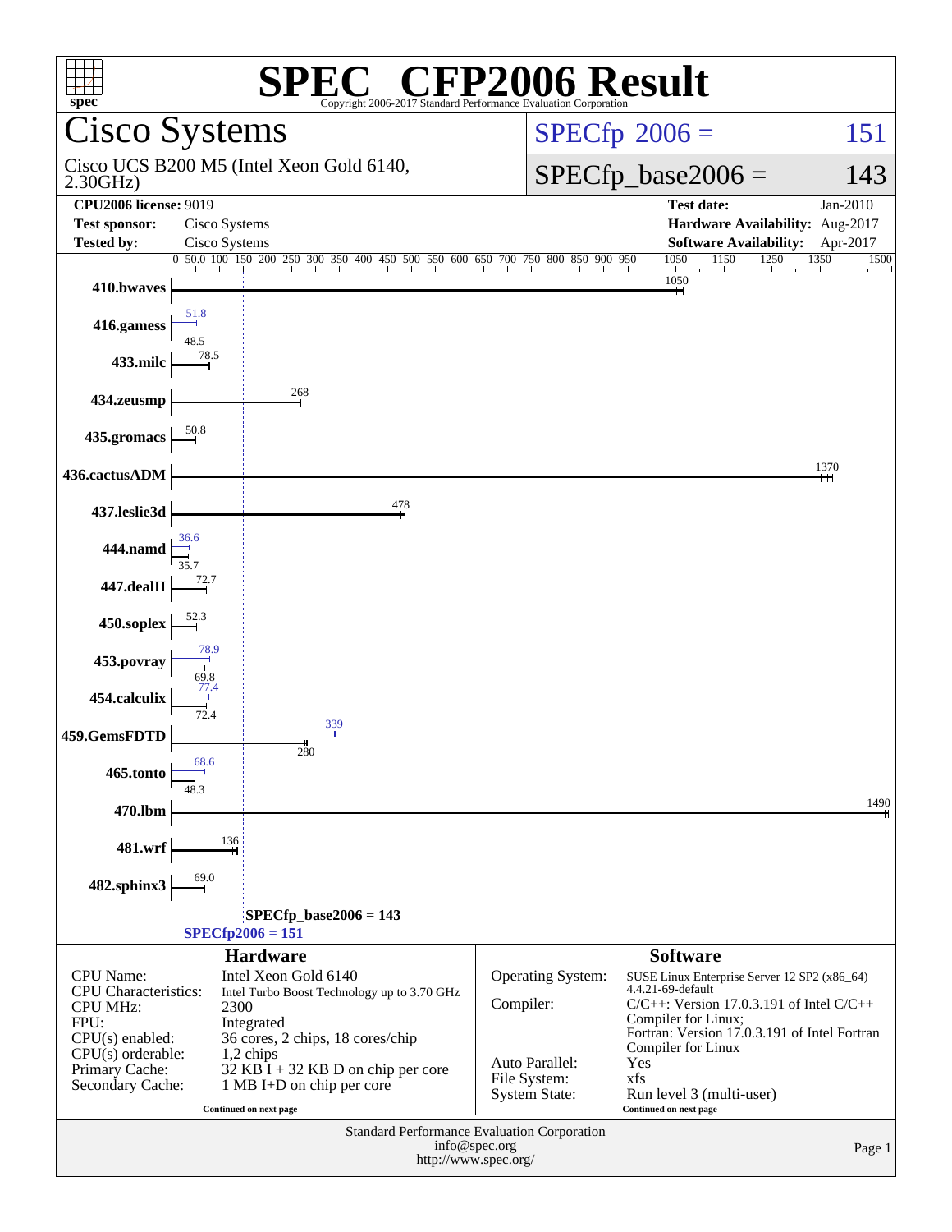# SPEC CFP2006 Result

Copyright 2006-2017 Standard Performance Evaluation Corporation

## Cisco Systems

Cisco UCS B200 M5 (Intel Xeon Gold 6140, 2.30GHz)

**SPECfp 2006 = 151**

**SPECfp_base2006 = 143**

| | | | |
|---|---|---|---|
| **CPU2006 license:** 9019 | | **Test date:** | Jan-2010 |
| **Test sponsor:** | Cisco Systems | **Hardware Availability:** | Aug-2017 |
| **Tested by:** | Cisco Systems | **Software Availability:** | Apr-2017 |

| Benchmark | Peak | Base |
|---|---|---|
| 410.bwaves | | 1050 |
| 416.gamess | 51.8 | 48.5 |
| 433.milc | | 78.5 |
| 434.zeusmp | | 268 |
| 435.gromacs | | 50.8 |
| 436.cactusADM | | 1370 |
| 437.leslie3d | | 478 |
| 444.namd | 36.6 | 35.7 |
| 447.dealII | | 72.7 |
| 450.soplex | | 52.3 |
| 453.povray | 78.9 | 69.8 |
| 454.calculix | 77.4 | 72.4 |
| 459.GemsFDTD | 339 | 280 |
| 465.tonto | 68.6 | 48.3 |
| 470.lbm | | 1490 |
| 481.wrf | | 136 |
| 482.sphinx3 | | 69.0 |

SPECfp_base2006 = 143

SPECfp2006 = 151

### Hardware

| | |
|---|---|
| CPU Name: | Intel Xeon Gold 6140 |
| CPU Characteristics: | Intel Turbo Boost Technology up to 3.70 GHz |
| CPU MHz: | 2300 |
| FPU: | Integrated |
| CPU(s) enabled: | 36 cores, 2 chips, 18 cores/chip |
| CPU(s) orderable: | 1,2 chips |
| Primary Cache: | 32 KB I + 32 KB D on chip per core |
| Secondary Cache: | 1 MB I+D on chip per core |

Continued on next page

### Software

| | |
|---|---|
| Operating System: | SUSE Linux Enterprise Server 12 SP2 (x86_64) 4.4.21-69-default |
| Compiler: | C/C++: Version 17.0.3.191 of Intel C/C++ Compiler for Linux; Fortran: Version 17.0.3.191 of Intel Fortran Compiler for Linux |
| Auto Parallel: | Yes |
| File System: | xfs |
| System State: | Run level 3 (multi-user) |

Continued on next page

Standard Performance Evaluation Corporation
info@spec.org
http://www.spec.org/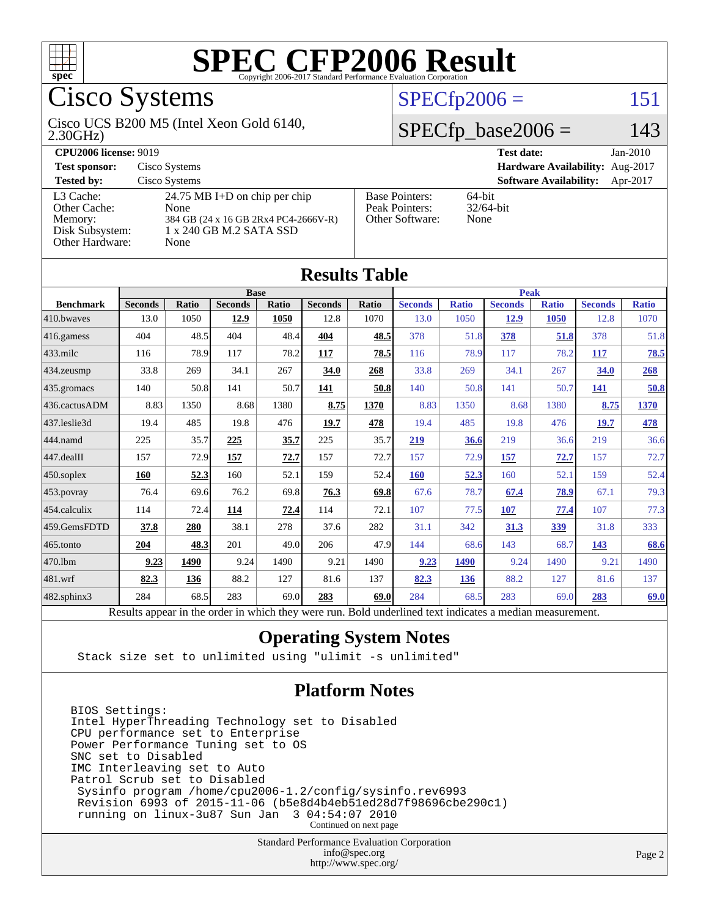# SPEC CFP2006 Result

Copyright 2006-2017 Standard Performance Evaluation Corporation

## Cisco Systems

Cisco UCS B200 M5 (Intel Xeon Gold 6140, 2.30GHz)

SPECfp2006 = 151

SPECfp_base2006 = 143

| | | | |
|---|---|---|---|
| **CPU2006 license:** 9019 | | **Test date:** | Jan-2010 |
| **Test sponsor:** | Cisco Systems | **Hardware Availability:** | Aug-2017 |
| **Tested by:** | Cisco Systems | **Software Availability:** | Apr-2017 |

| | |
|---|---|
| L3 Cache: | 24.75 MB I+D on chip per chip |
| Other Cache: | None |
| Memory: | 384 GB (24 x 16 GB 2Rx4 PC4-2666V-R) |
| Disk Subsystem: | 1 x 240 GB M.2 SATA SSD |
| Other Hardware: | None |

| | |
|---|---|
| Base Pointers: | 64-bit |
| Peak Pointers: | 32/64-bit |
| Other Software: | None |

## Results Table

| Benchmark | Base | | | | | | Peak | | | | | |
|---|---|---|---|---|---|---|---|---|---|---|---|---|
| | Seconds | Ratio | Seconds | Ratio | Seconds | Ratio | Seconds | Ratio | Seconds | Ratio | Seconds | Ratio |
| 410.bwaves | 13.0 | 1050 | **12.9** | **1050** | 12.8 | 1070 | 13.0 | 1050 | **12.9** | **1050** | 12.8 | 1070 |
| 416.gamess | 404 | 48.5 | 404 | 48.4 | **404** | **48.5** | 378 | 51.8 | **378** | **51.8** | 378 | 51.8 |
| 433.milc | 116 | 78.9 | 117 | 78.2 | **117** | **78.5** | 116 | 78.9 | 117 | 78.2 | **117** | **78.5** |
| 434.zeusmp | 33.8 | 269 | 34.1 | 267 | **34.0** | **268** | 33.8 | 269 | 34.1 | 267 | **34.0** | **268** |
| 435.gromacs | 140 | 50.8 | 141 | 50.7 | **141** | **50.8** | 140 | 50.8 | 141 | 50.7 | **141** | **50.8** |
| 436.cactusADM | 8.83 | 1350 | 8.68 | 1380 | **8.75** | **1370** | 8.83 | 1350 | 8.68 | 1380 | **8.75** | **1370** |
| 437.leslie3d | 19.4 | 485 | 19.8 | 476 | **19.7** | **478** | 19.4 | 485 | 19.8 | 476 | **19.7** | **478** |
| 444.namd | 225 | 35.7 | **225** | **35.7** | 225 | 35.7 | **219** | **36.6** | 219 | 36.6 | 219 | 36.6 |
| 447.dealII | 157 | 72.9 | **157** | **72.7** | 157 | 72.7 | 157 | 72.9 | **157** | **72.7** | 157 | 72.7 |
| 450.soplex | **160** | **52.3** | 160 | 52.1 | 159 | 52.4 | **160** | **52.3** | 160 | 52.1 | 159 | 52.4 |
| 453.povray | 76.4 | 69.6 | 76.2 | 69.8 | **76.3** | **69.8** | 67.6 | 78.7 | **67.4** | **78.9** | 67.1 | 79.3 |
| 454.calculix | 114 | 72.4 | **114** | **72.4** | 114 | 72.1 | 107 | 77.5 | **107** | **77.4** | 107 | 77.3 |
| 459.GemsFDTD | **37.8** | **280** | 38.1 | 278 | 37.6 | 282 | 31.1 | 342 | **31.3** | **339** | 31.8 | 333 |
| 465.tonto | **204** | **48.3** | 201 | 49.0 | 206 | 47.9 | 144 | 68.6 | 143 | 68.7 | **143** | **68.6** |
| 470.lbm | **9.23** | **1490** | 9.24 | 1490 | 9.21 | 1490 | **9.23** | **1490** | 9.24 | 1490 | 9.21 | 1490 |
| 481.wrf | **82.3** | **136** | 88.2 | 127 | 81.6 | 137 | **82.3** | **136** | 88.2 | 127 | 81.6 | 137 |
| 482.sphinx3 | 284 | 68.5 | 283 | 69.0 | **283** | **69.0** | 284 | 68.5 | 283 | 69.0 | **283** | **69.0** |

Results appear in the order in which they were run. Bold underlined text indicates a median measurement.

## Operating System Notes

```
Stack size set to unlimited using "ulimit -s unlimited"
```

## Platform Notes

```
BIOS Settings:
Intel HyperThreading Technology set to Disabled
CPU performance set to Enterprise
Power Performance Tuning set to OS
SNC set to Disabled
IMC Interleaving set to Auto
Patrol Scrub set to Disabled
 Sysinfo program /home/cpu2006-1.2/config/sysinfo.rev6993
 Revision 6993 of 2015-11-06 (b5e8d4b4eb51ed28d7f98696cbe290c1)
 running on linux-3u87 Sun Jan  3 04:54:07 2010
```

Continued on next page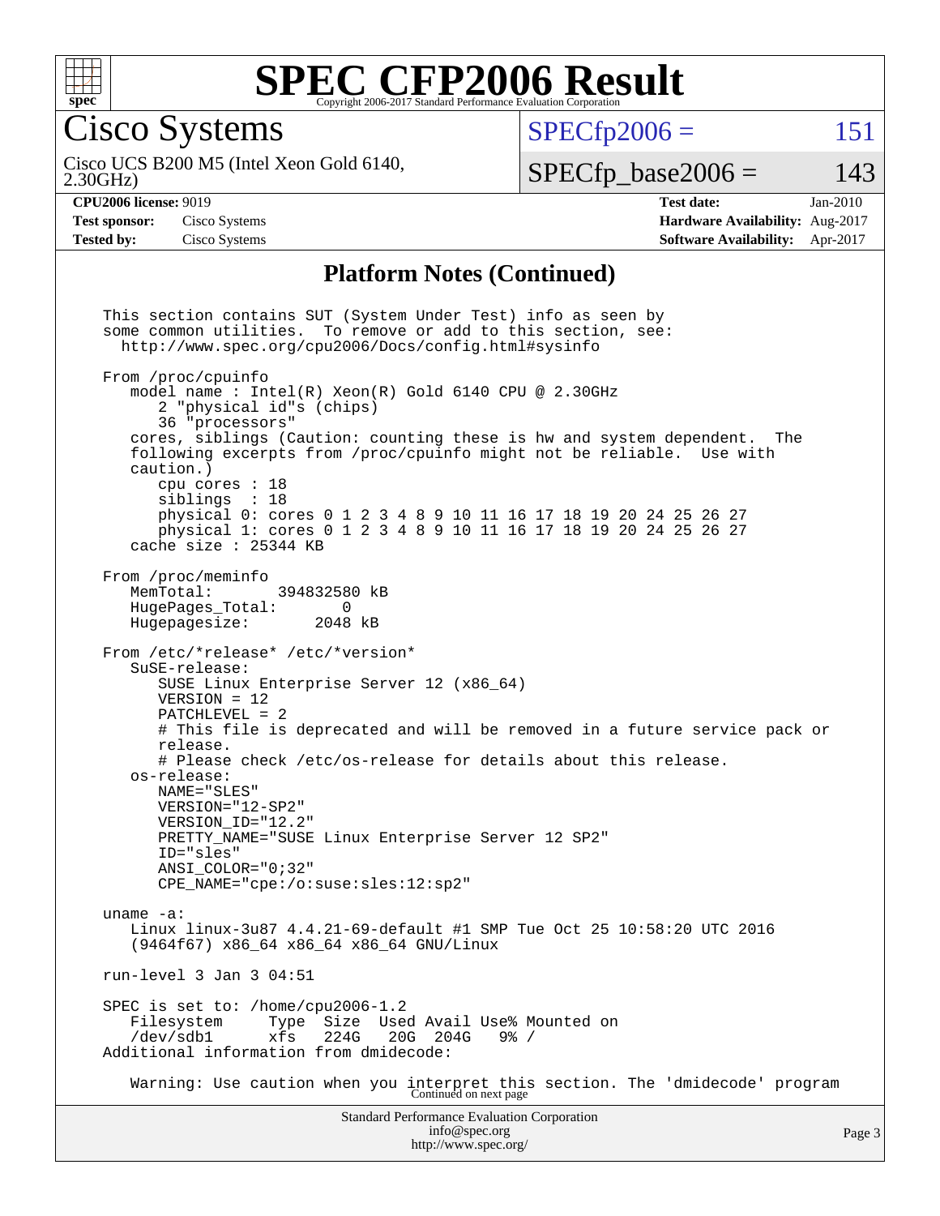# SPEC CFP2006 Result

Copyright 2006-2017 Standard Performance Evaluation Corporation

## Cisco Systems

Cisco UCS B200 M5 (Intel Xeon Gold 6140, 2.30GHz)

SPECfp2006 = 151

SPECfp_base2006 = 143

| | | | |
|---|---|---|---|
| **CPU2006 license:** 9019 | | **Test date:** | Jan-2010 |
| **Test sponsor:** | Cisco Systems | **Hardware Availability:** | Aug-2017 |
| **Tested by:** | Cisco Systems | **Software Availability:** | Apr-2017 |

### Platform Notes (Continued)

```
This section contains SUT (System Under Test) info as seen by
some common utilities.  To remove or add to this section, see:
  http://www.spec.org/cpu2006/Docs/config.html#sysinfo

From /proc/cpuinfo
   model name : Intel(R) Xeon(R) Gold 6140 CPU @ 2.30GHz
      2 "physical id"s (chips)
      36 "processors"
   cores, siblings (Caution: counting these is hw and system dependent.  The
   following excerpts from /proc/cpuinfo might not be reliable.  Use with
   caution.)
      cpu cores : 18
      siblings  : 18
      physical 0: cores 0 1 2 3 4 8 9 10 11 16 17 18 19 20 24 25 26 27
      physical 1: cores 0 1 2 3 4 8 9 10 11 16 17 18 19 20 24 25 26 27
   cache size : 25344 KB

From /proc/meminfo
   MemTotal:       394832580 kB
   HugePages_Total:       0
   Hugepagesize:       2048 kB

From /etc/*release* /etc/*version*
   SuSE-release:
      SUSE Linux Enterprise Server 12 (x86_64)
      VERSION = 12
      PATCHLEVEL = 2
      # This file is deprecated and will be removed in a future service pack or
      release.
      # Please check /etc/os-release for details about this release.
   os-release:
      NAME="SLES"
      VERSION="12-SP2"
      VERSION_ID="12.2"
      PRETTY_NAME="SUSE Linux Enterprise Server 12 SP2"
      ID="sles"
      ANSI_COLOR="0;32"
      CPE_NAME="cpe:/o:suse:sles:12:sp2"

uname -a:
   Linux linux-3u87 4.4.21-69-default #1 SMP Tue Oct 25 10:58:20 UTC 2016
   (9464f67) x86_64 x86_64 x86_64 GNU/Linux

run-level 3 Jan 3 04:51

SPEC is set to: /home/cpu2006-1.2
   Filesystem     Type  Size  Used Avail Use% Mounted on
   /dev/sdb1      xfs   224G   20G  204G   9% /
Additional information from dmidecode:

   Warning: Use caution when you interpret this section. The 'dmidecode' program
```

Continued on next page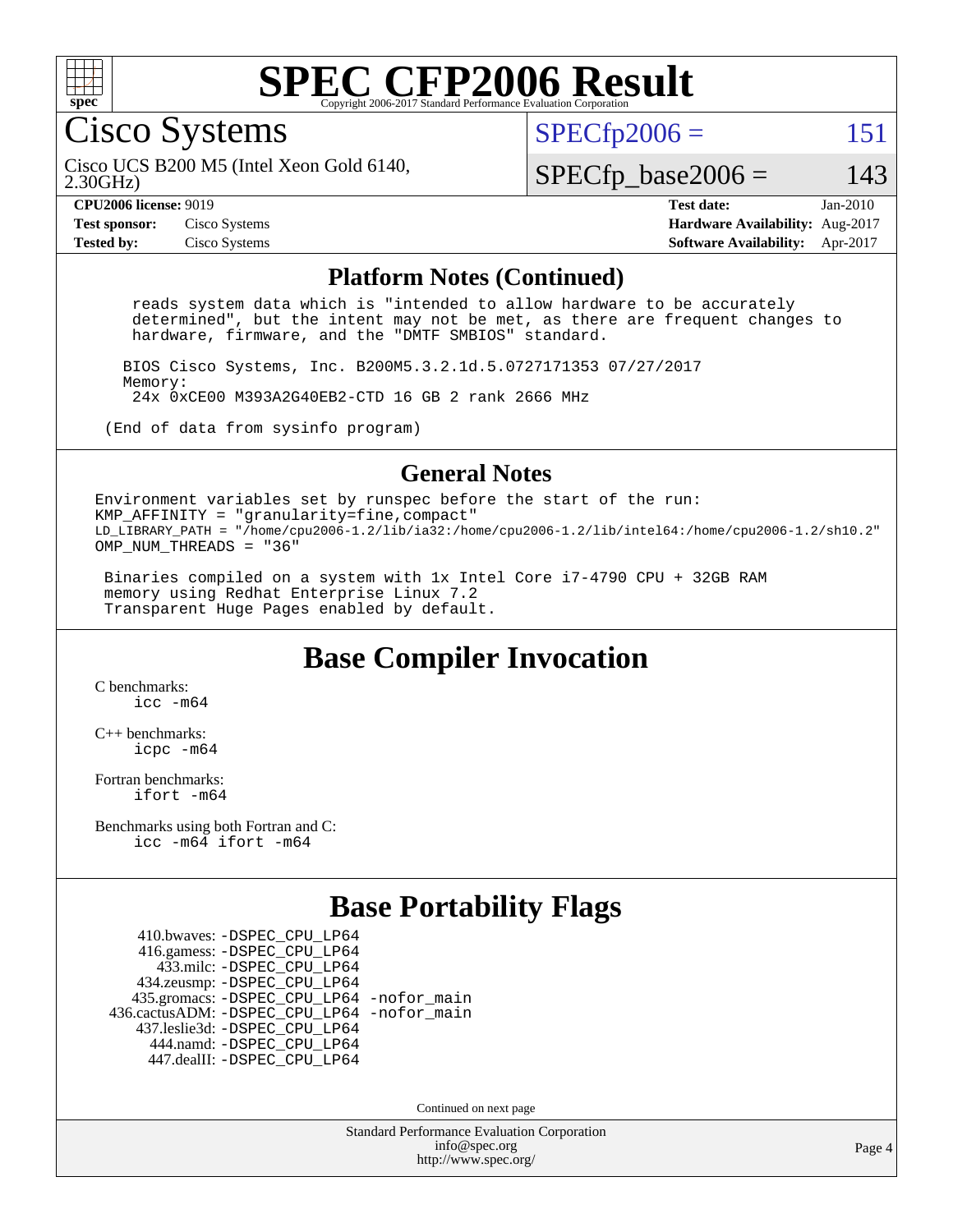# SPEC CFP2006 Result

Copyright 2006-2017 Standard Performance Evaluation Corporation

## Cisco Systems

Cisco UCS B200 M5 (Intel Xeon Gold 6140, 2.30GHz)

SPECfp2006 = 151

SPECfp_base2006 = 143

| | | | |
|---|---|---|---|
| **CPU2006 license:** 9019 | | **Test date:** | Jan-2010 |
| **Test sponsor:** | Cisco Systems | **Hardware Availability:** | Aug-2017 |
| **Tested by:** | Cisco Systems | **Software Availability:** | Apr-2017 |

### Platform Notes (Continued)

```
    reads system data which is "intended to allow hardware to be accurately
    determined", but the intent may not be met, as there are frequent changes to
    hardware, firmware, and the "DMTF SMBIOS" standard.

   BIOS Cisco Systems, Inc. B200M5.3.2.1d.5.0727171353 07/27/2017
   Memory:
    24x 0xCE00 M393A2G40EB2-CTD 16 GB 2 rank 2666 MHz

 (End of data from sysinfo program)
```

### General Notes

```
Environment variables set by runspec before the start of the run:
KMP_AFFINITY = "granularity=fine,compact"
LD_LIBRARY_PATH = "/home/cpu2006-1.2/lib/ia32:/home/cpu2006-1.2/lib/intel64:/home/cpu2006-1.2/sh10.2"
OMP_NUM_THREADS = "36"

 Binaries compiled on a system with 1x Intel Core i7-4790 CPU + 32GB RAM
 memory using Redhat Enterprise Linux 7.2
 Transparent Huge Pages enabled by default.
```

## Base Compiler Invocation

C benchmarks:
    icc -m64

C++ benchmarks:
    icpc -m64

Fortran benchmarks:
    ifort -m64

Benchmarks using both Fortran and C:
    icc -m64 ifort -m64

## Base Portability Flags

```
    410.bwaves: -DSPEC_CPU_LP64
    416.gamess: -DSPEC_CPU_LP64
      433.milc: -DSPEC_CPU_LP64
    434.zeusmp: -DSPEC_CPU_LP64
   435.gromacs: -DSPEC_CPU_LP64 -nofor_main
436.cactusADM: -DSPEC_CPU_LP64 -nofor_main
   437.leslie3d: -DSPEC_CPU_LP64
      444.namd: -DSPEC_CPU_LP64
    447.dealII: -DSPEC_CPU_LP64
```

Continued on next page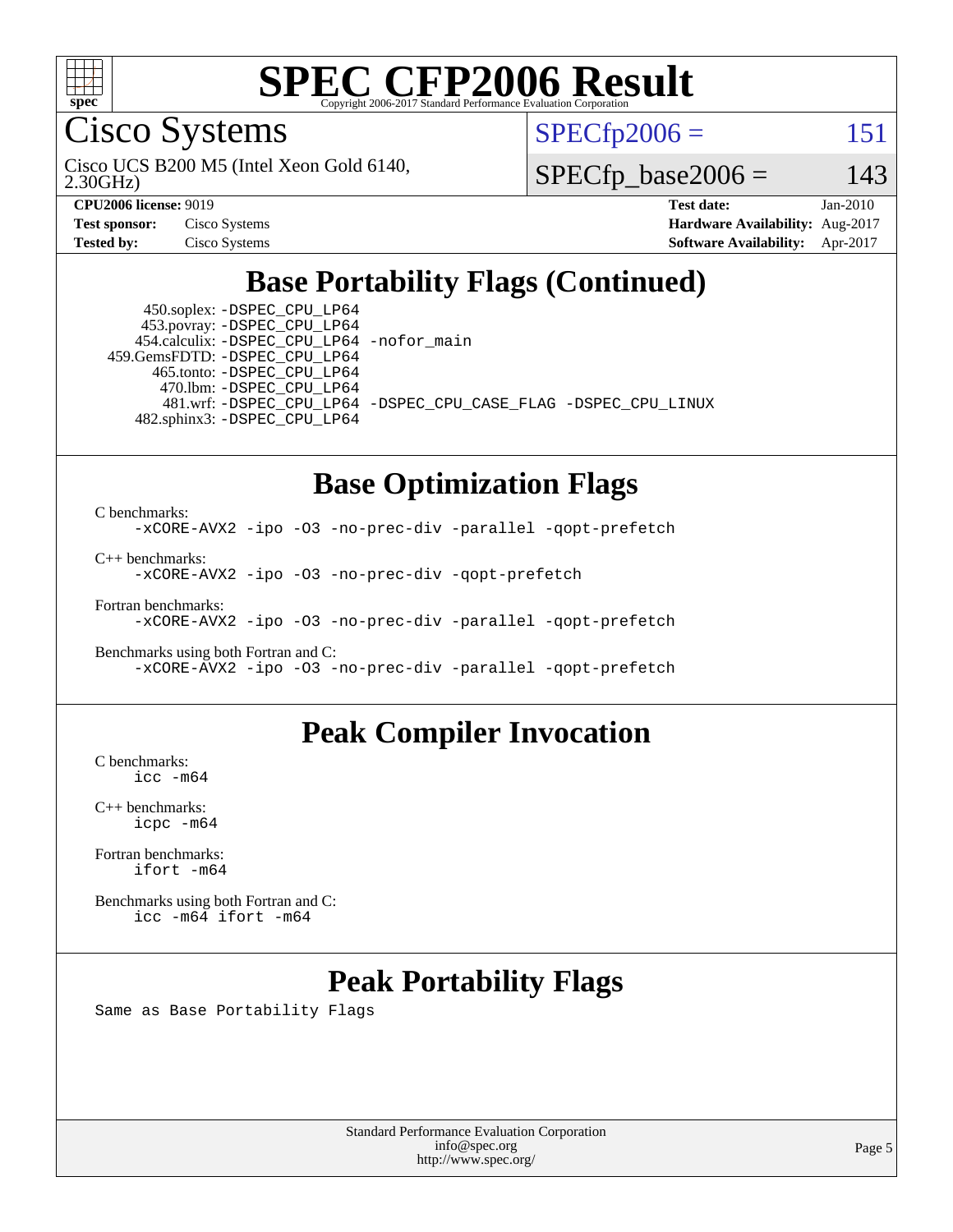# SPEC CFP2006 Result

Copyright 2006-2017 Standard Performance Evaluation Corporation

## Cisco Systems

Cisco UCS B200 M5 (Intel Xeon Gold 6140, 2.30GHz)

SPECfp2006 = 151

SPECfp_base2006 = 143

| | | | |
|---|---|---|---|
| **CPU2006 license:** 9019 | | **Test date:** | Jan-2010 |
| **Test sponsor:** | Cisco Systems | **Hardware Availability:** | Aug-2017 |
| **Tested by:** | Cisco Systems | **Software Availability:** | Apr-2017 |

## Base Portability Flags (Continued)

450.soplex: -DSPEC_CPU_LP64
453.povray: -DSPEC_CPU_LP64
454.calculix: -DSPEC_CPU_LP64 -nofor_main
459.GemsFDTD: -DSPEC_CPU_LP64
465.tonto: -DSPEC_CPU_LP64
470.lbm: -DSPEC_CPU_LP64
481.wrf: -DSPEC_CPU_LP64 -DSPEC_CPU_CASE_FLAG -DSPEC_CPU_LINUX
482.sphinx3: -DSPEC_CPU_LP64

## Base Optimization Flags

C benchmarks:
```
-xCORE-AVX2 -ipo -O3 -no-prec-div -parallel -qopt-prefetch
```

C++ benchmarks:
```
-xCORE-AVX2 -ipo -O3 -no-prec-div -qopt-prefetch
```

Fortran benchmarks:
```
-xCORE-AVX2 -ipo -O3 -no-prec-div -parallel -qopt-prefetch
```

Benchmarks using both Fortran and C:
```
-xCORE-AVX2 -ipo -O3 -no-prec-div -parallel -qopt-prefetch
```

## Peak Compiler Invocation

C benchmarks:
```
icc -m64
```

C++ benchmarks:
```
icpc -m64
```

Fortran benchmarks:
```
ifort -m64
```

Benchmarks using both Fortran and C:
```
icc -m64 ifort -m64
```

## Peak Portability Flags

Same as Base Portability Flags

Standard Performance Evaluation Corporation
info@spec.org
http://www.spec.org/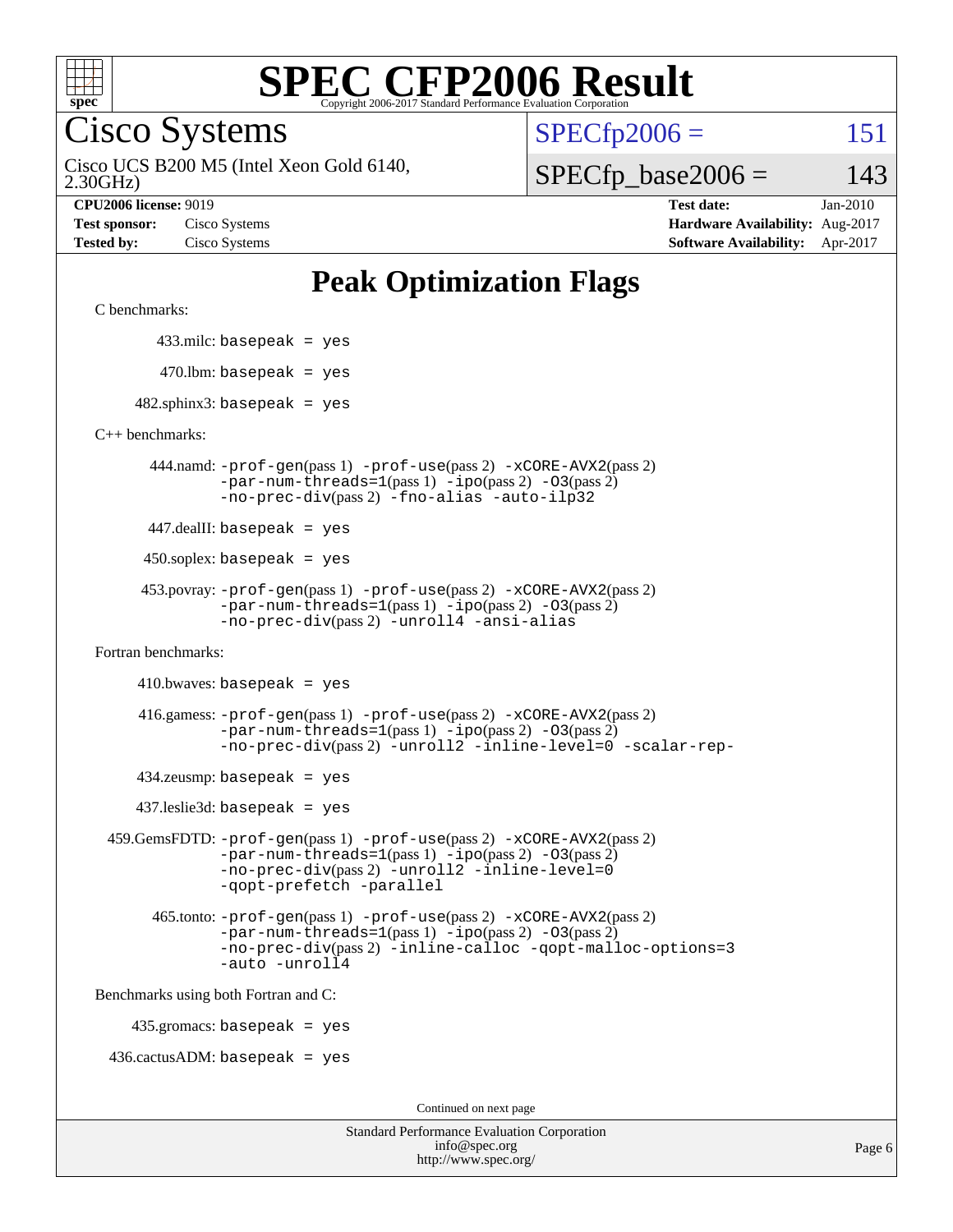# SPEC CFP2006 Result

Copyright 2006-2017 Standard Performance Evaluation Corporation

## Cisco Systems

Cisco UCS B200 M5 (Intel Xeon Gold 6140, 2.30GHz)

SPECfp2006 = 151

SPECfp_base2006 = 143

**CPU2006 license:** 9019
**Test sponsor:** Cisco Systems
**Tested by:** Cisco Systems

**Test date:** Jan-2010
**Hardware Availability:** Aug-2017
**Software Availability:** Apr-2017

## Peak Optimization Flags

C benchmarks:

433.milc: `basepeak = yes`

470.lbm: `basepeak = yes`

482.sphinx3: `basepeak = yes`

C++ benchmarks:

444.namd: `-prof-gen`(pass 1) `-prof-use`(pass 2) `-xCORE-AVX2`(pass 2) `-par-num-threads=1`(pass 1) `-ipo`(pass 2) `-O3`(pass 2) `-no-prec-div`(pass 2) `-fno-alias -auto-ilp32`

447.dealII: `basepeak = yes`

450.soplex: `basepeak = yes`

453.povray: `-prof-gen`(pass 1) `-prof-use`(pass 2) `-xCORE-AVX2`(pass 2) `-par-num-threads=1`(pass 1) `-ipo`(pass 2) `-O3`(pass 2) `-no-prec-div`(pass 2) `-unroll4 -ansi-alias`

Fortran benchmarks:

410.bwaves: `basepeak = yes`

416.gamess: `-prof-gen`(pass 1) `-prof-use`(pass 2) `-xCORE-AVX2`(pass 2) `-par-num-threads=1`(pass 1) `-ipo`(pass 2) `-O3`(pass 2) `-no-prec-div`(pass 2) `-unroll2 -inline-level=0 -scalar-rep-`

434.zeusmp: `basepeak = yes`

437.leslie3d: `basepeak = yes`

459.GemsFDTD: `-prof-gen`(pass 1) `-prof-use`(pass 2) `-xCORE-AVX2`(pass 2) `-par-num-threads=1`(pass 1) `-ipo`(pass 2) `-O3`(pass 2) `-no-prec-div`(pass 2) `-unroll2 -inline-level=0 -qopt-prefetch -parallel`

465.tonto: `-prof-gen`(pass 1) `-prof-use`(pass 2) `-xCORE-AVX2`(pass 2) `-par-num-threads=1`(pass 1) `-ipo`(pass 2) `-O3`(pass 2) `-no-prec-div`(pass 2) `-inline-calloc -qopt-malloc-options=3 -auto -unroll4`

Benchmarks using both Fortran and C:

435.gromacs: `basepeak = yes`

436.cactusADM: `basepeak = yes`

Continued on next page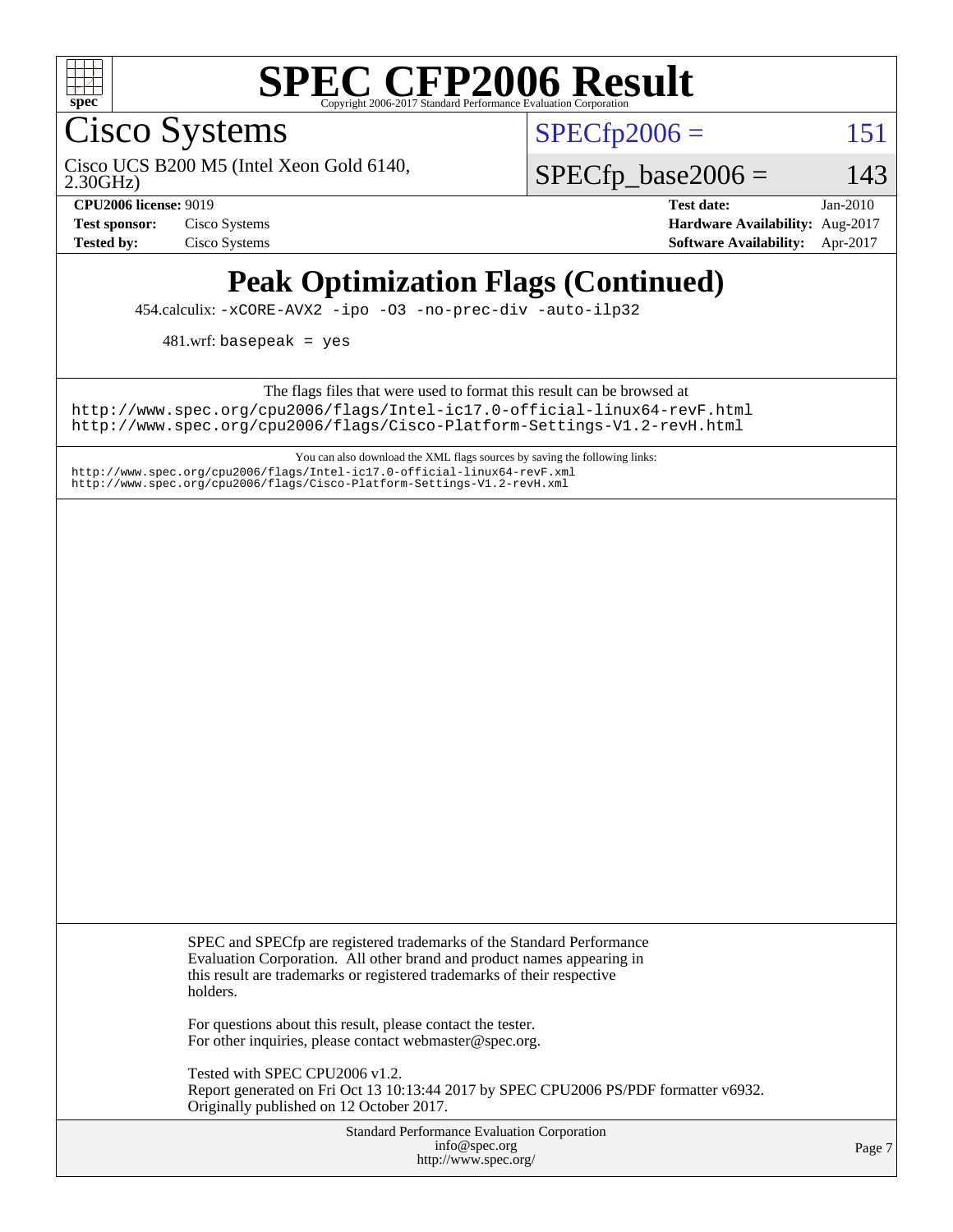# SPEC CFP2006 Result

Copyright 2006-2017 Standard Performance Evaluation Corporation

## Cisco Systems

Cisco UCS B200 M5 (Intel Xeon Gold 6140, 2.30GHz)

SPECfp2006 = 151

SPECfp_base2006 = 143

**CPU2006 license:** 9019
**Test sponsor:** Cisco Systems
**Tested by:** Cisco Systems

**Test date:** Jan-2010
**Hardware Availability:** Aug-2017
**Software Availability:** Apr-2017

## Peak Optimization Flags (Continued)

454.calculix: -xCORE-AVX2 -ipo -O3 -no-prec-div -auto-ilp32

481.wrf: basepeak = yes

The flags files that were used to format this result can be browsed at
http://www.spec.org/cpu2006/flags/Intel-ic17.0-official-linux64-revF.html
http://www.spec.org/cpu2006/flags/Cisco-Platform-Settings-V1.2-revH.html

You can also download the XML flags sources by saving the following links:
http://www.spec.org/cpu2006/flags/Intel-ic17.0-official-linux64-revF.xml
http://www.spec.org/cpu2006/flags/Cisco-Platform-Settings-V1.2-revH.xml

SPEC and SPECfp are registered trademarks of the Standard Performance Evaluation Corporation. All other brand and product names appearing in this result are trademarks or registered trademarks of their respective holders.

For questions about this result, please contact the tester.
For other inquiries, please contact webmaster@spec.org.

Tested with SPEC CPU2006 v1.2.
Report generated on Fri Oct 13 10:13:44 2017 by SPEC CPU2006 PS/PDF formatter v6932.
Originally published on 12 October 2017.

Standard Performance Evaluation Corporation
info@spec.org
http://www.spec.org/